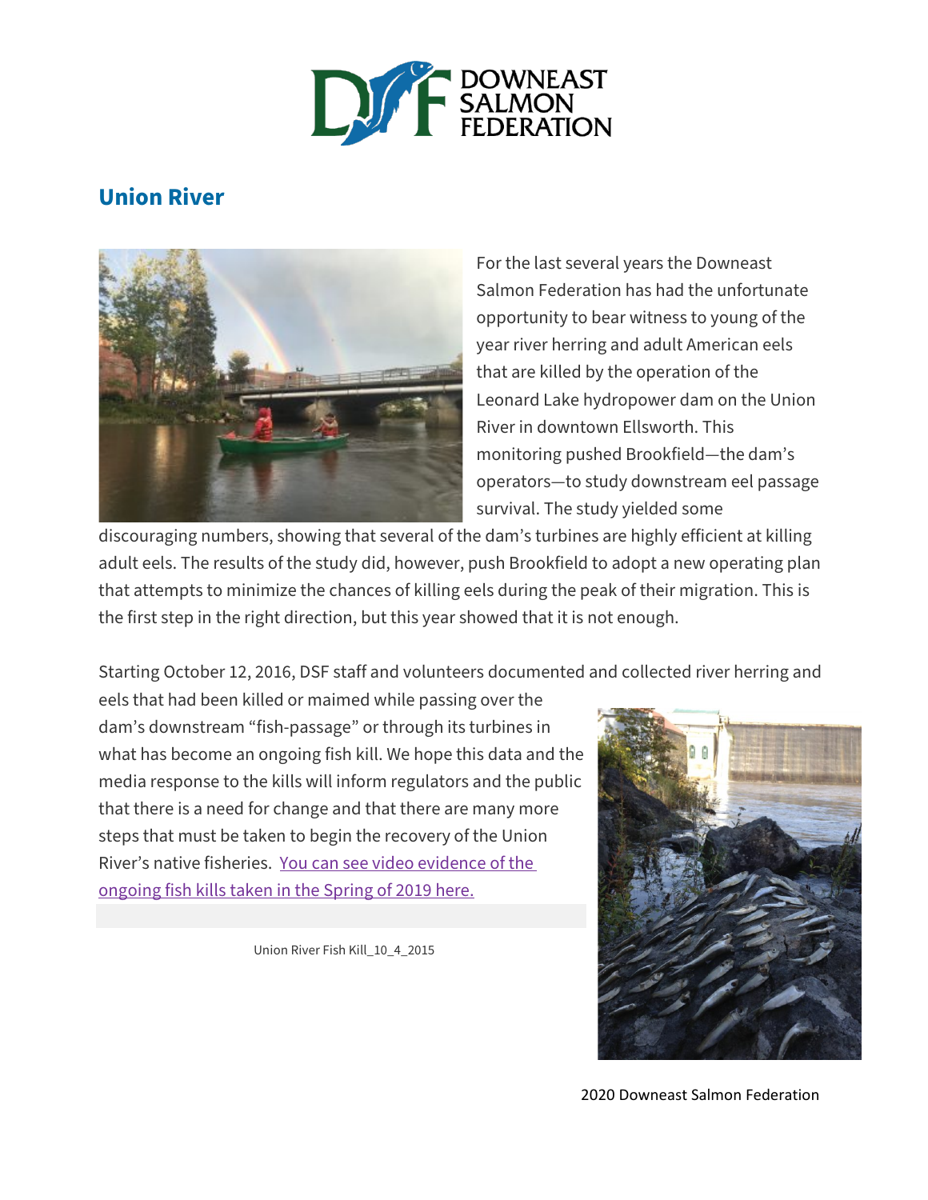# Union River

For the last several years the Downeast Salmon Federation has had the unfortunate opportunity to bear witness to young of the year river herring and adult American eels that are killed by the operation of the Leonard Lake hydropower dam on the Union River in downtown Ellsworth. This monitoring pushed Brookfield—the dam's operators—to study downstream eel passage survival. The study yielded some discouraging numbers, showing that several of the dam's turbines are highly efficient at killing adult eels. The results of the study did, however, push Brookfield to adopt a new operating plan that attempts to minimize the chances of killing eels during the peak of their migration. This is the first step in the right direction, but this year showed that it is not enough.

Starting October 12, 2016, DSF staff and volunteers documented and collected river herring and eels that had been killed or maimed while passing over the dam's downstream "fish-passage" or through its turbines in what has become an ongoing fish kill. We hope this data and the media response to the kills will inform regulators and the public that there is a need for change and that there are many more steps that must be taken to begin the recovery of the Union River's native fisheries. [You can see video evidence of the ongoing fish kills taken in the Spring of 2019 here.]

Union River Fish Kill_10_4_2015

2020 Downeast Salmon Federation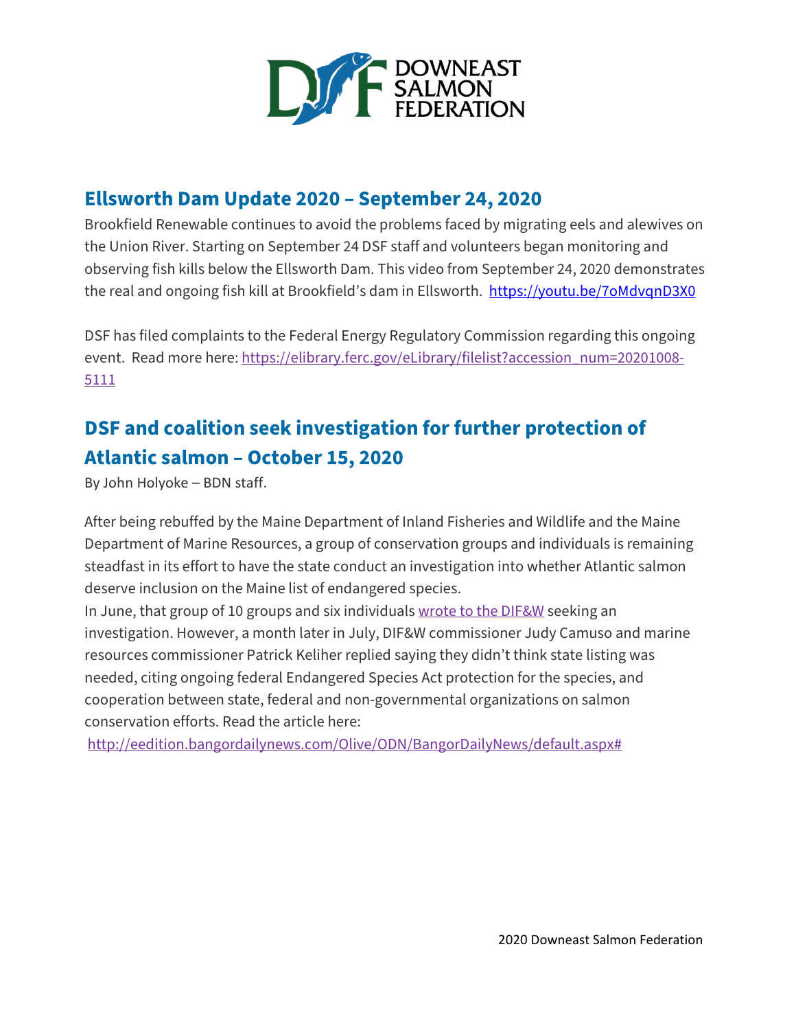## Ellsworth Dam Update 2020 – September 24, 2020

Brookfield Renewable continues to avoid the problems faced by migrating eels and alewives on the Union River. Starting on September 24 DSF staff and volunteers began monitoring and observing fish kills below the Ellsworth Dam. This video from September 24, 2020 demonstrates the real and ongoing fish kill at Brookfield's dam in Ellsworth. https://youtu.be/7oMdvqnD3X0

DSF has filed complaints to the Federal Energy Regulatory Commission regarding this ongoing event. Read more here: https://elibrary.ferc.gov/eLibrary/filelist?accession_num=20201008-5111

## DSF and coalition seek investigation for further protection of Atlantic salmon – October 15, 2020

By John Holyoke – BDN staff.

After being rebuffed by the Maine Department of Inland Fisheries and Wildlife and the Maine Department of Marine Resources, a group of conservation groups and individuals is remaining steadfast in its effort to have the state conduct an investigation into whether Atlantic salmon deserve inclusion on the Maine list of endangered species.

In June, that group of 10 groups and six individuals wrote to the DIF&W seeking an investigation. However, a month later in July, DIF&W commissioner Judy Camuso and marine resources commissioner Patrick Keliher replied saying they didn't think state listing was needed, citing ongoing federal Endangered Species Act protection for the species, and cooperation between state, federal and non-governmental organizations on salmon conservation efforts. Read the article here:

http://eedition.bangordailynews.com/Olive/ODN/BangorDailyNews/default.aspx#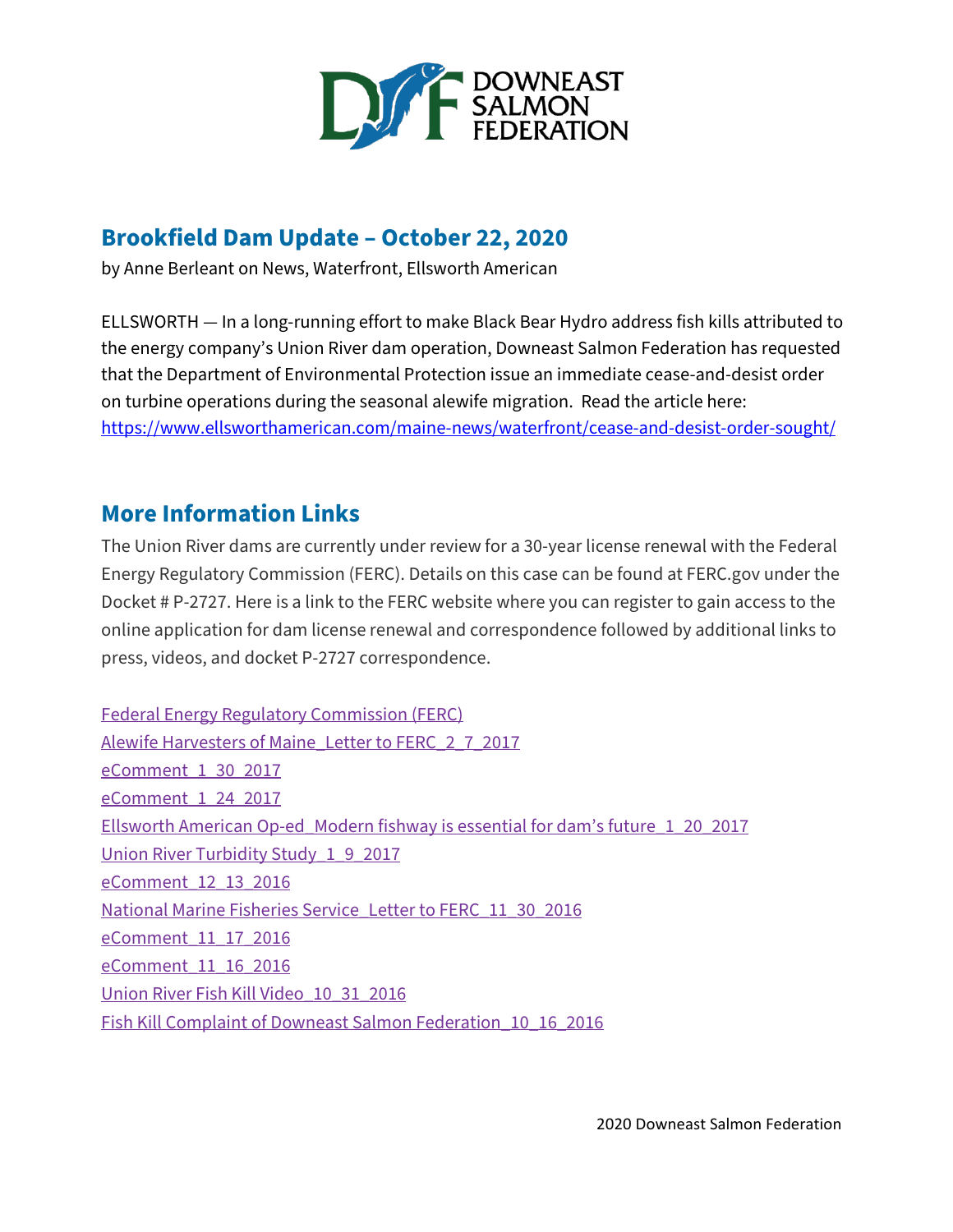## Brookfield Dam Update – October 22, 2020

by Anne Berleant on News, Waterfront, Ellsworth American

ELLSWORTH — In a long-running effort to make Black Bear Hydro address fish kills attributed to the energy company's Union River dam operation, Downeast Salmon Federation has requested that the Department of Environmental Protection issue an immediate cease-and-desist order on turbine operations during the seasonal alewife migration. Read the article here: https://www.ellsworthamerican.com/maine-news/waterfront/cease-and-desist-order-sought/

## More Information Links

The Union River dams are currently under review for a 30-year license renewal with the Federal Energy Regulatory Commission (FERC). Details on this case can be found at FERC.gov under the Docket # P-2727. Here is a link to the FERC website where you can register to gain access to the online application for dam license renewal and correspondence followed by additional links to press, videos, and docket P-2727 correspondence.

Federal Energy Regulatory Commission (FERC)
Alewife Harvesters of Maine_Letter to FERC_2_7_2017
eComment_1_30_2017
eComment_1_24_2017
Ellsworth American Op-ed_Modern fishway is essential for dam's future_1_20_2017
Union River Turbidity Study_1_9_2017
eComment_12_13_2016
National Marine Fisheries Service_Letter to FERC_11_30_2016
eComment_11_17_2016
eComment_11_16_2016
Union River Fish Kill Video_10_31_2016
Fish Kill Complaint of Downeast Salmon Federation_10_16_2016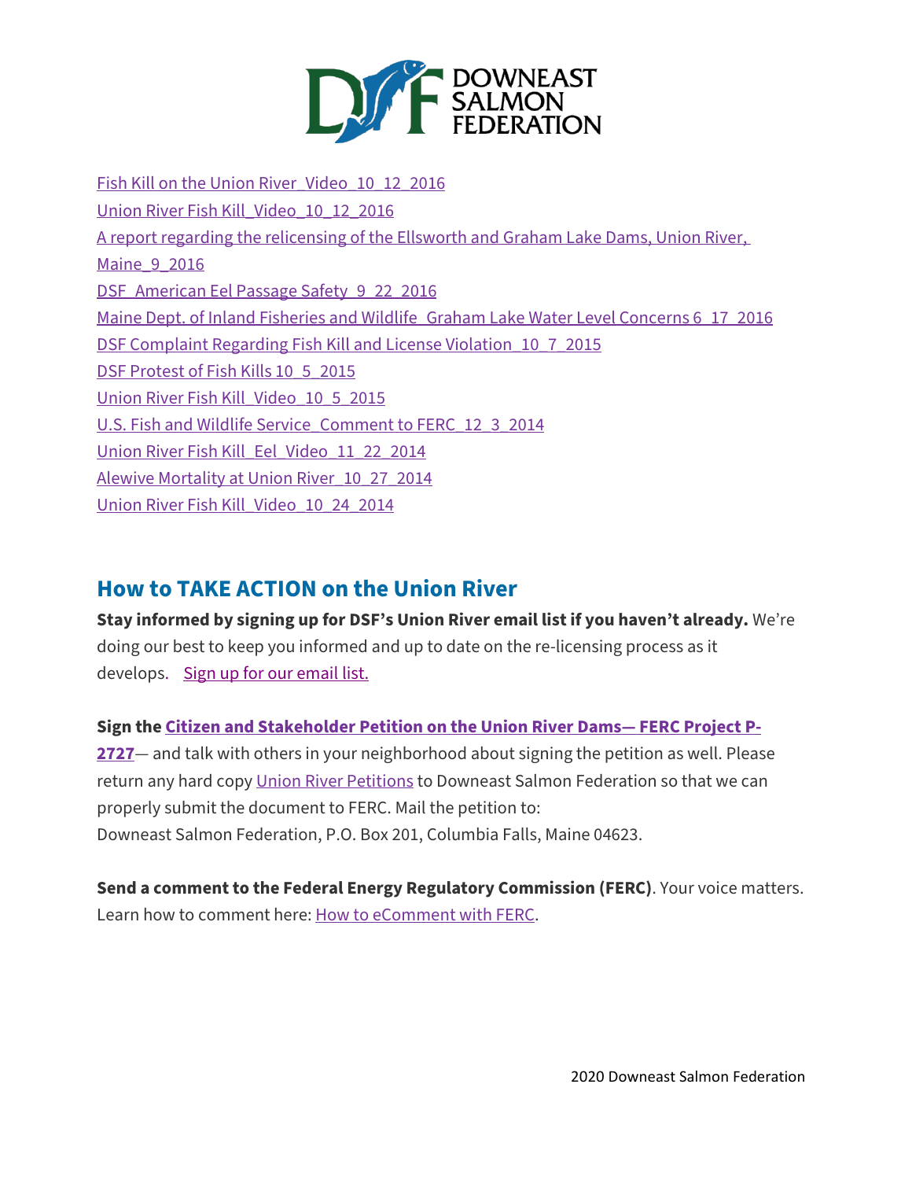Fish Kill on the Union River_Video_10_12_2016

Union River Fish Kill_Video_10_12_2016

A report regarding the relicensing of the Ellsworth and Graham Lake Dams, Union River, Maine_9_2016

DSF_American Eel Passage Safety_9_22_2016

Maine Dept. of Inland Fisheries and Wildlife_Graham Lake Water Level Concerns 6_17_2016

DSF Complaint Regarding Fish Kill and License Violation_10_7_2015

DSF Protest of Fish Kills 10_5_2015

Union River Fish Kill_Video_10_5_2015

U.S. Fish and Wildlife Service_Comment to FERC_12_3_2014

Union River Fish Kill_Eel_Video_11_22_2014

Alewive Mortality at Union River_10_27_2014

Union River Fish Kill_Video_10_24_2014

## How to TAKE ACTION on the Union River

**Stay informed by signing up for DSF's Union River email list if you haven't already.** We're doing our best to keep you informed and up to date on the re-licensing process as it develops. Sign up for our email list.

**Sign the Citizen and Stakeholder Petition on the Union River Dams— FERC Project P-2727**— and talk with others in your neighborhood about signing the petition as well. Please return any hard copy Union River Petitions to Downeast Salmon Federation so that we can properly submit the document to FERC. Mail the petition to:
Downeast Salmon Federation, P.O. Box 201, Columbia Falls, Maine 04623.

**Send a comment to the Federal Energy Regulatory Commission (FERC)**. Your voice matters. Learn how to comment here: How to eComment with FERC.